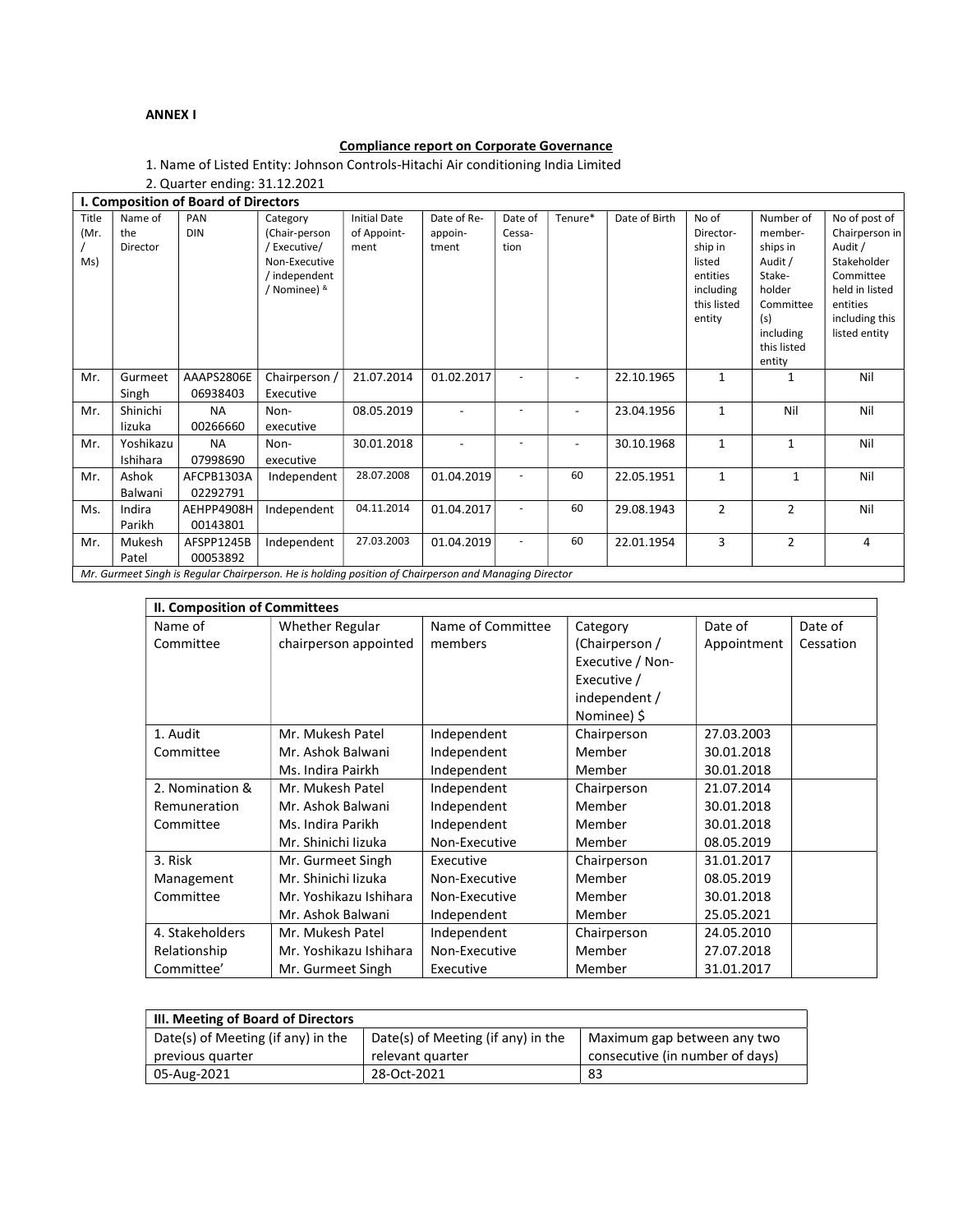**ANNEX I**

**Compliance report on Corporate Governance**

1. Name of Listed Entity: Johnson Controls-Hitachi Air conditioning India Limited
2. Quarter ending: 31.12.2021

| I. Composition of Board of Directors | | | | | | | | | | | |
|---|---|---|---|---|---|---|---|---|---|---|---|
| Title (Mr. / Ms) | Name of the Director | PAN DIN | Category (Chair-person / Executive/ Non-Executive / independent / Nominee) & | Initial Date of Appoint-ment | Date of Re-appoin-tment | Date of Cessa-tion | Tenure* | Date of Birth | No of Director-ship in listed entities including this listed entity | Number of member-ships in Audit / Stake-holder Committee (s) including this listed entity | No of post of Chairperson in Audit / Stakeholder Committee held in listed entities including this listed entity |
| Mr. | Gurmeet Singh | AAAPS2806E 06938403 | Chairperson / Executive | 21.07.2014 | 01.02.2017 | - | - | 22.10.1965 | 1 | 1 | Nil |
| Mr. | Shinichi Iizuka | NA 00266660 | Non-executive | 08.05.2019 | - | - | - | 23.04.1956 | 1 | Nil | Nil |
| Mr. | Yoshikazu Ishihara | NA 07998690 | Non-executive | 30.01.2018 | - | - | - | 30.10.1968 | 1 | 1 | Nil |
| Mr. | Ashok Balwani | AFCPB1303A 02292791 | Independent | 28.07.2008 | 01.04.2019 | - | 60 | 22.05.1951 | 1 | 1 | Nil |
| Ms. | Indira Parikh | AEHPP4908H 00143801 | Independent | 04.11.2014 | 01.04.2017 | - | 60 | 29.08.1943 | 2 | 2 | Nil |
| Mr. | Mukesh Patel | AFSPP1245B 00053892 | Independent | 27.03.2003 | 01.04.2019 | - | 60 | 22.01.1954 | 3 | 2 | 4 |

*Mr. Gurmeet Singh is Regular Chairperson. He is holding position of Chairperson and Managing Director*

| II. Composition of Committees | | | | | |
|---|---|---|---|---|---|
| Name of Committee | Whether Regular chairperson appointed | Name of Committee members | Category (Chairperson / Executive / Non-Executive / independent / Nominee) $ | Date of Appointment | Date of Cessation |
| 1. Audit Committee | Mr. Mukesh Patel | Independent | Chairperson | 27.03.2003 | |
| | Mr. Ashok Balwani | Independent | Member | 30.01.2018 | |
| | Ms. Indira Pairkh | Independent | Member | 30.01.2018 | |
| 2. Nomination & Remuneration Committee | Mr. Mukesh Patel | Independent | Chairperson | 21.07.2014 | |
| | Mr. Ashok Balwani | Independent | Member | 30.01.2018 | |
| | Ms. Indira Parikh | Independent | Member | 30.01.2018 | |
| | Mr. Shinichi Iizuka | Non-Executive | Member | 08.05.2019 | |
| 3. Risk Management Committee | Mr. Gurmeet Singh | Executive | Chairperson | 31.01.2017 | |
| | Mr. Shinichi Iizuka | Non-Executive | Member | 08.05.2019 | |
| | Mr. Yoshikazu Ishihara | Non-Executive | Member | 30.01.2018 | |
| | Mr. Ashok Balwani | Independent | Member | 25.05.2021 | |
| 4. Stakeholders Relationship Committee' | Mr. Mukesh Patel | Independent | Chairperson | 24.05.2010 | |
| | Mr. Yoshikazu Ishihara | Non-Executive | Member | 27.07.2018 | |
| | Mr. Gurmeet Singh | Executive | Member | 31.01.2017 | |

| III. Meeting of Board of Directors | | |
|---|---|---|
| Date(s) of Meeting (if any) in the previous quarter | Date(s) of Meeting (if any) in the relevant quarter | Maximum gap between any two consecutive (in number of days) |
| 05-Aug-2021 | 28-Oct-2021 | 83 |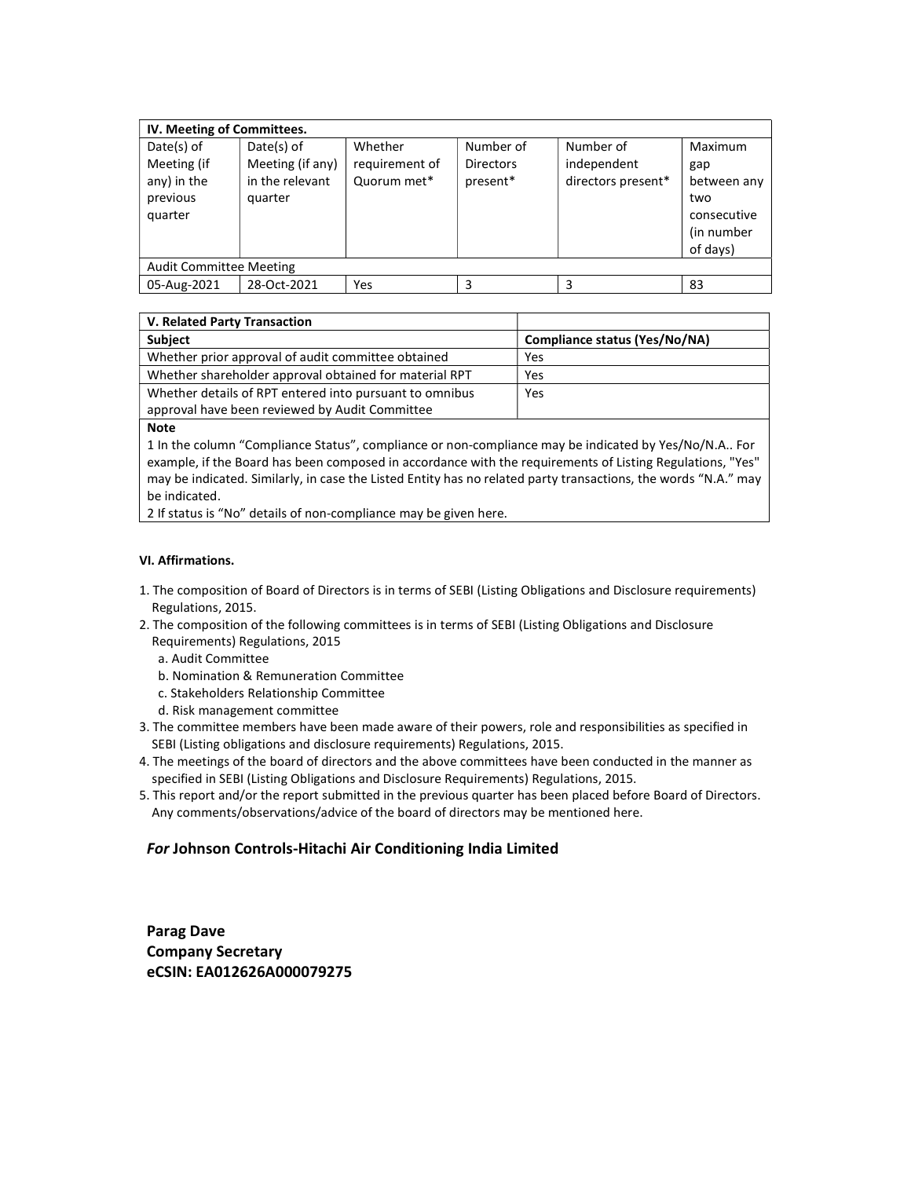| IV. Meeting of Committees. | | | | | |
|---|---|---|---|---|---|
| Date(s) of Meeting (if any) in the previous quarter | Date(s) of Meeting (if any) in the relevant quarter | Whether requirement of Quorum met* | Number of Directors present* | Number of independent directors present* | Maximum gap between any two consecutive (in number of days) |
| Audit Committee Meeting | | | | | |
| 05-Aug-2021 | 28-Oct-2021 | Yes | 3 | 3 | 83 |

| V. Related Party Transaction | |
|---|---|
| **Subject** | **Compliance status (Yes/No/NA)** |
| Whether prior approval of audit committee obtained | Yes |
| Whether shareholder approval obtained for material RPT | Yes |
| Whether details of RPT entered into pursuant to omnibus approval have been reviewed by Audit Committee | Yes |

**Note**

1 In the column "Compliance Status", compliance or non-compliance may be indicated by Yes/No/N.A.. For example, if the Board has been composed in accordance with the requirements of Listing Regulations, "Yes" may be indicated. Similarly, in case the Listed Entity has no related party transactions, the words "N.A." may be indicated.

2 If status is "No" details of non-compliance may be given here.

**VI. Affirmations.**

1. The composition of Board of Directors is in terms of SEBI (Listing Obligations and Disclosure requirements) Regulations, 2015.
2. The composition of the following committees is in terms of SEBI (Listing Obligations and Disclosure Requirements) Regulations, 2015
   a. Audit Committee
   b. Nomination & Remuneration Committee
   c. Stakeholders Relationship Committee
   d. Risk management committee
3. The committee members have been made aware of their powers, role and responsibilities as specified in SEBI (Listing obligations and disclosure requirements) Regulations, 2015.
4. The meetings of the board of directors and the above committees have been conducted in the manner as specified in SEBI (Listing Obligations and Disclosure Requirements) Regulations, 2015.
5. This report and/or the report submitted in the previous quarter has been placed before Board of Directors. Any comments/observations/advice of the board of directors may be mentioned here.

***For* Johnson Controls-Hitachi Air Conditioning India Limited**

**Parag Dave**
**Company Secretary**
**eCSIN: EA012626A000079275**